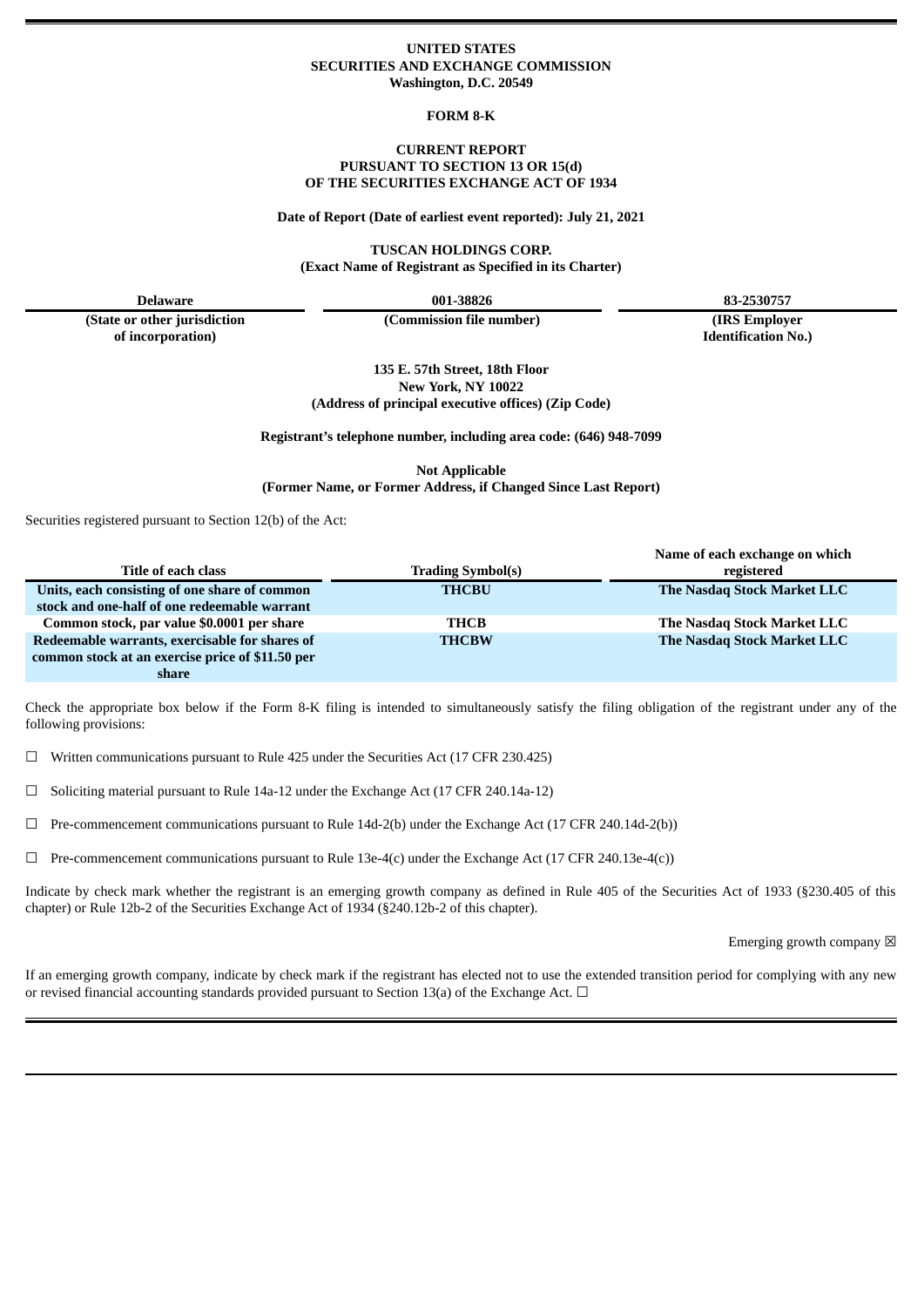**UNITED STATES**
**SECURITIES AND EXCHANGE COMMISSION**
**Washington, D.C. 20549**

**FORM 8-K**

**CURRENT REPORT**
**PURSUANT TO SECTION 13 OR 15(d)**
**OF THE SECURITIES EXCHANGE ACT OF 1934**

**Date of Report (Date of earliest event reported): July 21, 2021**

**TUSCAN HOLDINGS CORP.**
**(Exact Name of Registrant as Specified in its Charter)**

| **Delaware** | **001-38826** | **83-2530757** |
|---|---|---|
| **(State or other jurisdiction of incorporation)** | **(Commission file number)** | **(IRS Employer Identification No.)** |

**135 E. 57th Street, 18th Floor**
**New York, NY 10022**
**(Address of principal executive offices) (Zip Code)**

**Registrant's telephone number, including area code: (646) 948-7099**

**Not Applicable**
**(Former Name, or Former Address, if Changed Since Last Report)**

Securities registered pursuant to Section 12(b) of the Act:

| Title of each class | Trading Symbol(s) | Name of each exchange on which registered |
|---|---|---|
| **Units, each consisting of one share of common stock and one-half of one redeemable warrant** | **THCBU** | **The Nasdaq Stock Market LLC** |
| **Common stock, par value $0.0001 per share** | **THCB** | **The Nasdaq Stock Market LLC** |
| **Redeemable warrants, exercisable for shares of common stock at an exercise price of $11.50 per share** | **THCBW** | **The Nasdaq Stock Market LLC** |

Check the appropriate box below if the Form 8-K filing is intended to simultaneously satisfy the filing obligation of the registrant under any of the following provisions:

☐ Written communications pursuant to Rule 425 under the Securities Act (17 CFR 230.425)

☐ Soliciting material pursuant to Rule 14a-12 under the Exchange Act (17 CFR 240.14a-12)

☐ Pre-commencement communications pursuant to Rule 14d-2(b) under the Exchange Act (17 CFR 240.14d-2(b))

☐ Pre-commencement communications pursuant to Rule 13e-4(c) under the Exchange Act (17 CFR 240.13e-4(c))

Indicate by check mark whether the registrant is an emerging growth company as defined in Rule 405 of the Securities Act of 1933 (§230.405 of this chapter) or Rule 12b-2 of the Securities Exchange Act of 1934 (§240.12b-2 of this chapter).

Emerging growth company ☒

If an emerging growth company, indicate by check mark if the registrant has elected not to use the extended transition period for complying with any new or revised financial accounting standards provided pursuant to Section 13(a) of the Exchange Act. ☐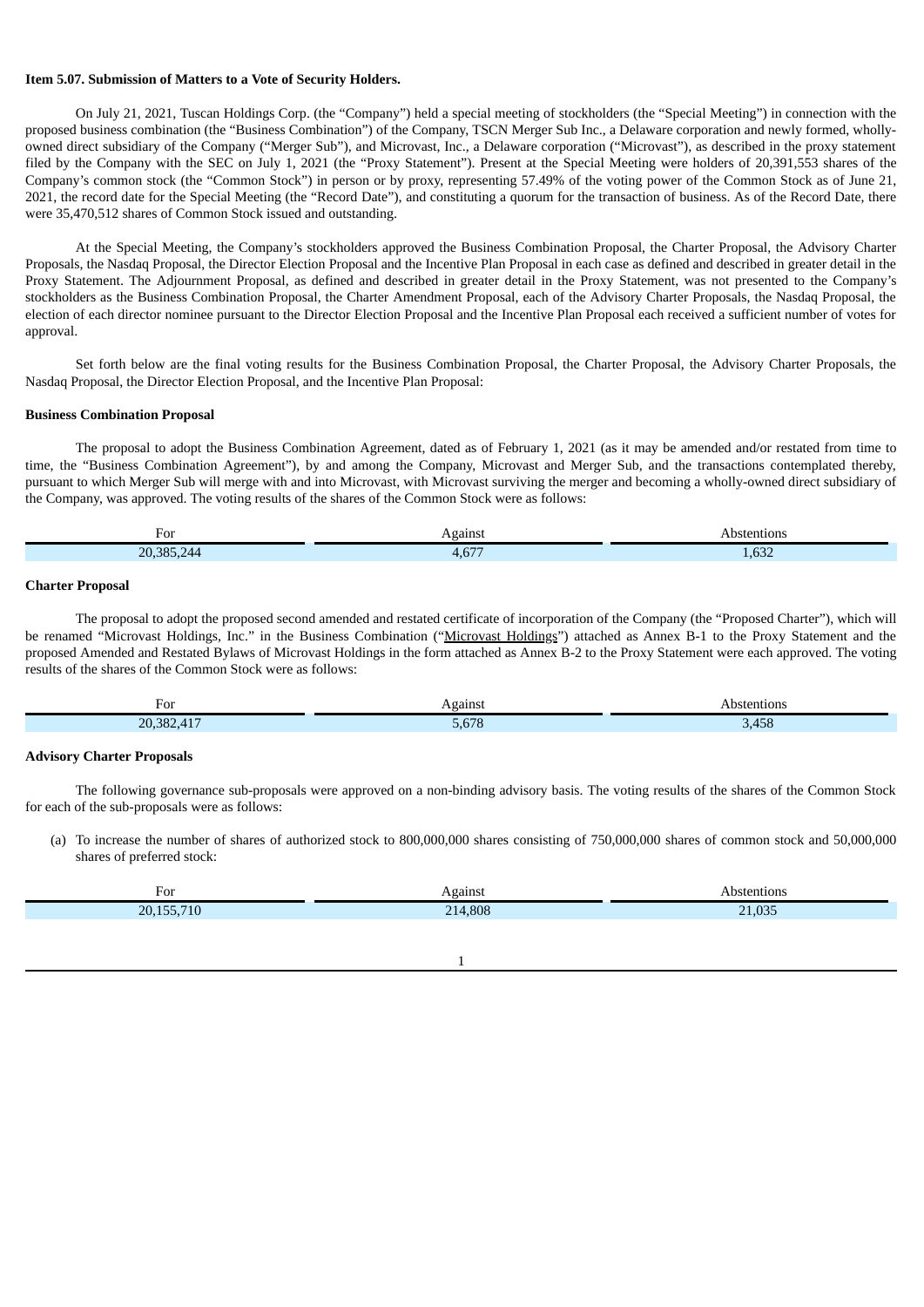**Item 5.07. Submission of Matters to a Vote of Security Holders.**

On July 21, 2021, Tuscan Holdings Corp. (the "Company") held a special meeting of stockholders (the "Special Meeting") in connection with the proposed business combination (the "Business Combination") of the Company, TSCN Merger Sub Inc., a Delaware corporation and newly formed, wholly-owned direct subsidiary of the Company ("Merger Sub"), and Microvast, Inc., a Delaware corporation ("Microvast"), as described in the proxy statement filed by the Company with the SEC on July 1, 2021 (the "Proxy Statement"). Present at the Special Meeting were holders of 20,391,553 shares of the Company's common stock (the "Common Stock") in person or by proxy, representing 57.49% of the voting power of the Common Stock as of June 21, 2021, the record date for the Special Meeting (the "Record Date"), and constituting a quorum for the transaction of business. As of the Record Date, there were 35,470,512 shares of Common Stock issued and outstanding.

At the Special Meeting, the Company's stockholders approved the Business Combination Proposal, the Charter Proposal, the Advisory Charter Proposals, the Nasdaq Proposal, the Director Election Proposal and the Incentive Plan Proposal in each case as defined and described in greater detail in the Proxy Statement. The Adjournment Proposal, as defined and described in greater detail in the Proxy Statement, was not presented to the Company's stockholders as the Business Combination Proposal, the Charter Amendment Proposal, each of the Advisory Charter Proposals, the Nasdaq Proposal, the election of each director nominee pursuant to the Director Election Proposal and the Incentive Plan Proposal each received a sufficient number of votes for approval.

Set forth below are the final voting results for the Business Combination Proposal, the Charter Proposal, the Advisory Charter Proposals, the Nasdaq Proposal, the Director Election Proposal, and the Incentive Plan Proposal:

**Business Combination Proposal**

The proposal to adopt the Business Combination Agreement, dated as of February 1, 2021 (as it may be amended and/or restated from time to time, the "Business Combination Agreement"), by and among the Company, Microvast and Merger Sub, and the transactions contemplated thereby, pursuant to which Merger Sub will merge with and into Microvast, with Microvast surviving the merger and becoming a wholly-owned direct subsidiary of the Company, was approved. The voting results of the shares of the Common Stock were as follows:

| For | Against | Abstentions |
|---|---|---|
| 20,385,244 | 4,677 | 1,632 |

**Charter Proposal**

The proposal to adopt the proposed second amended and restated certificate of incorporation of the Company (the "Proposed Charter"), which will be renamed "Microvast Holdings, Inc." in the Business Combination ("Microvast Holdings") attached as Annex B-1 to the Proxy Statement and the proposed Amended and Restated Bylaws of Microvast Holdings in the form attached as Annex B-2 to the Proxy Statement were each approved. The voting results of the shares of the Common Stock were as follows:

| For | Against | Abstentions |
|---|---|---|
| 20,382,417 | 5,678 | 3,458 |

**Advisory Charter Proposals**

The following governance sub-proposals were approved on a non-binding advisory basis. The voting results of the shares of the Common Stock for each of the sub-proposals were as follows:

(a) To increase the number of shares of authorized stock to 800,000,000 shares consisting of 750,000,000 shares of common stock and 50,000,000 shares of preferred stock:

| For | Against | Abstentions |
|---|---|---|
| 20,155,710 | 214,808 | 21,035 |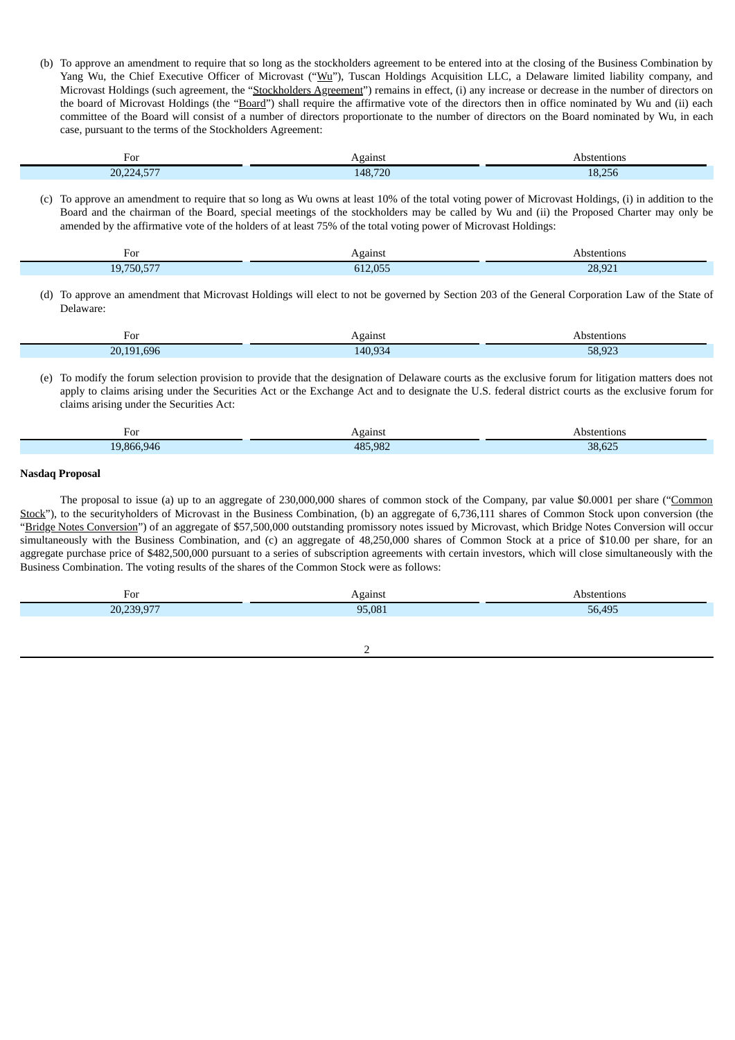(b) To approve an amendment to require that so long as the stockholders agreement to be entered into at the closing of the Business Combination by Yang Wu, the Chief Executive Officer of Microvast ("Wu"), Tuscan Holdings Acquisition LLC, a Delaware limited liability company, and Microvast Holdings (such agreement, the "Stockholders Agreement") remains in effect, (i) any increase or decrease in the number of directors on the board of Microvast Holdings (the "Board") shall require the affirmative vote of the directors then in office nominated by Wu and (ii) each committee of the Board will consist of a number of directors proportionate to the number of directors on the Board nominated by Wu, in each case, pursuant to the terms of the Stockholders Agreement:

| For | Against | Abstentions |
|---|---|---|
| 20,224,577 | 148,720 | 18,256 |

(c) To approve an amendment to require that so long as Wu owns at least 10% of the total voting power of Microvast Holdings, (i) in addition to the Board and the chairman of the Board, special meetings of the stockholders may be called by Wu and (ii) the Proposed Charter may only be amended by the affirmative vote of the holders of at least 75% of the total voting power of Microvast Holdings:

| For | Against | Abstentions |
|---|---|---|
| 19,750,577 | 612,055 | 28,921 |

(d) To approve an amendment that Microvast Holdings will elect to not be governed by Section 203 of the General Corporation Law of the State of Delaware:

| For | Against | Abstentions |
|---|---|---|
| 20,191,696 | 140,934 | 58,923 |

(e) To modify the forum selection provision to provide that the designation of Delaware courts as the exclusive forum for litigation matters does not apply to claims arising under the Securities Act or the Exchange Act and to designate the U.S. federal district courts as the exclusive forum for claims arising under the Securities Act:

| For | Against | Abstentions |
|---|---|---|
| 19,866,946 | 485,982 | 38,625 |

**Nasdaq Proposal**

The proposal to issue (a) up to an aggregate of 230,000,000 shares of common stock of the Company, par value $0.0001 per share ("Common Stock"), to the securityholders of Microvast in the Business Combination, (b) an aggregate of 6,736,111 shares of Common Stock upon conversion (the "Bridge Notes Conversion") of an aggregate of $57,500,000 outstanding promissory notes issued by Microvast, which Bridge Notes Conversion will occur simultaneously with the Business Combination, and (c) an aggregate of 48,250,000 shares of Common Stock at a price of $10.00 per share, for an aggregate purchase price of $482,500,000 pursuant to a series of subscription agreements with certain investors, which will close simultaneously with the Business Combination. The voting results of the shares of the Common Stock were as follows:

| For | Against | Abstentions |
|---|---|---|
| 20,239,977 | 95,081 | 56,495 |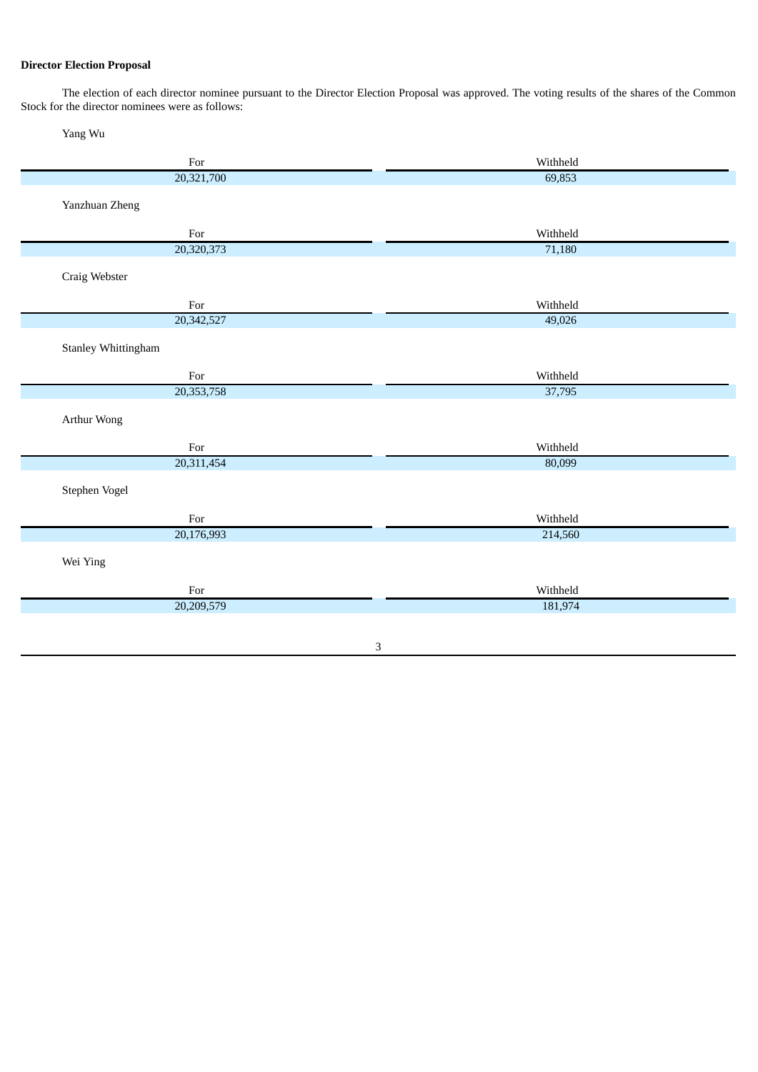**Director Election Proposal**

The election of each director nominee pursuant to the Director Election Proposal was approved. The voting results of the shares of the Common Stock for the director nominees were as follows:

Yang Wu

| For | Withheld |
| --- | --- |
| 20,321,700 | 69,853 |

Yanzhuan Zheng

| For | Withheld |
| --- | --- |
| 20,320,373 | 71,180 |

Craig Webster

| For | Withheld |
| --- | --- |
| 20,342,527 | 49,026 |

Stanley Whittingham

| For | Withheld |
| --- | --- |
| 20,353,758 | 37,795 |

Arthur Wong

| For | Withheld |
| --- | --- |
| 20,311,454 | 80,099 |

Stephen Vogel

| For | Withheld |
| --- | --- |
| 20,176,993 | 214,560 |

Wei Ying

| For | Withheld |
| --- | --- |
| 20,209,579 | 181,974 |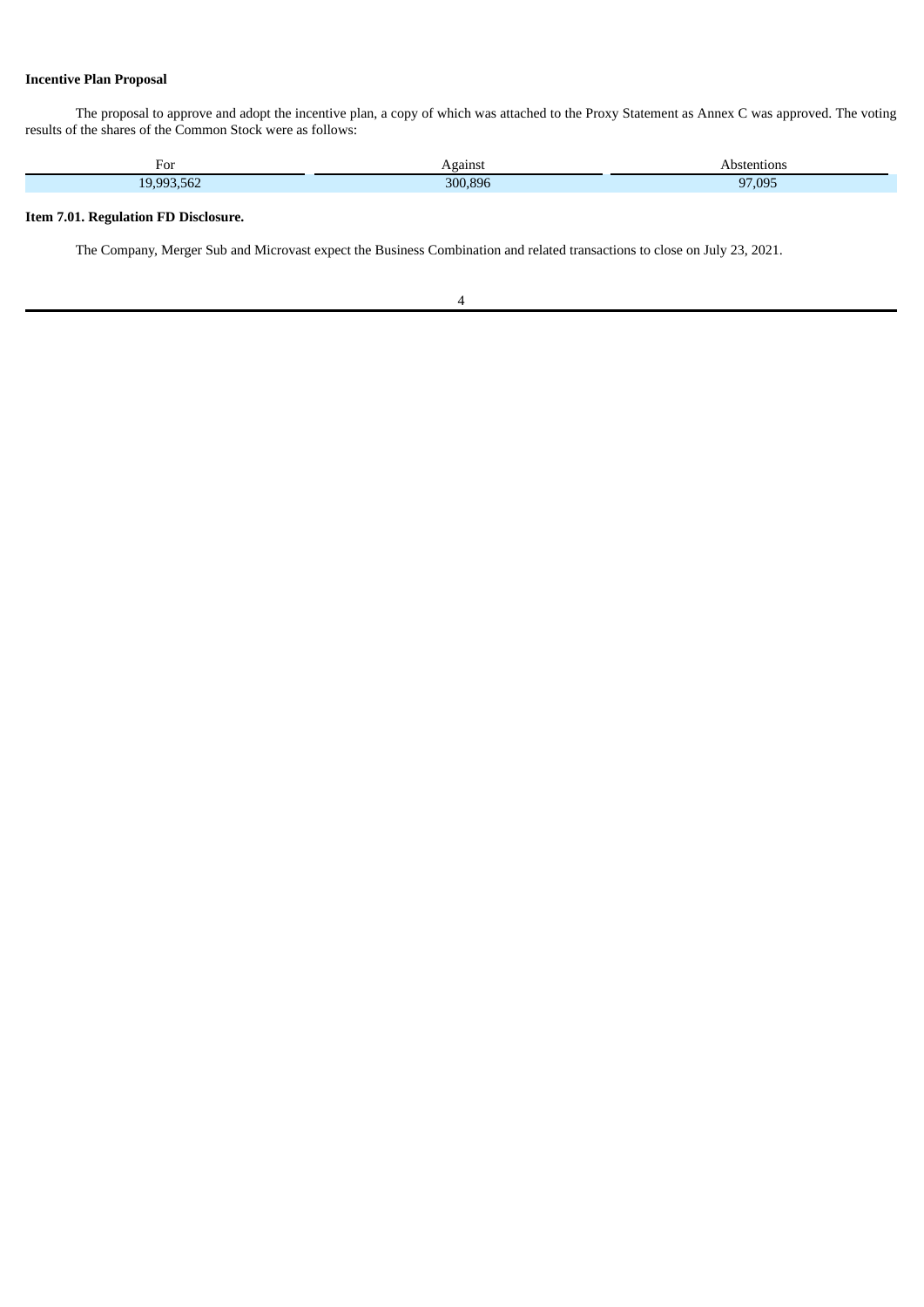**Incentive Plan Proposal**

The proposal to approve and adopt the incentive plan, a copy of which was attached to the Proxy Statement as Annex C was approved. The voting results of the shares of the Common Stock were as follows:

| For | Against | Abstentions |
| --- | --- | --- |
| 19,993,562 | 300,896 | 97,095 |

**Item 7.01. Regulation FD Disclosure.**

The Company, Merger Sub and Microvast expect the Business Combination and related transactions to close on July 23, 2021.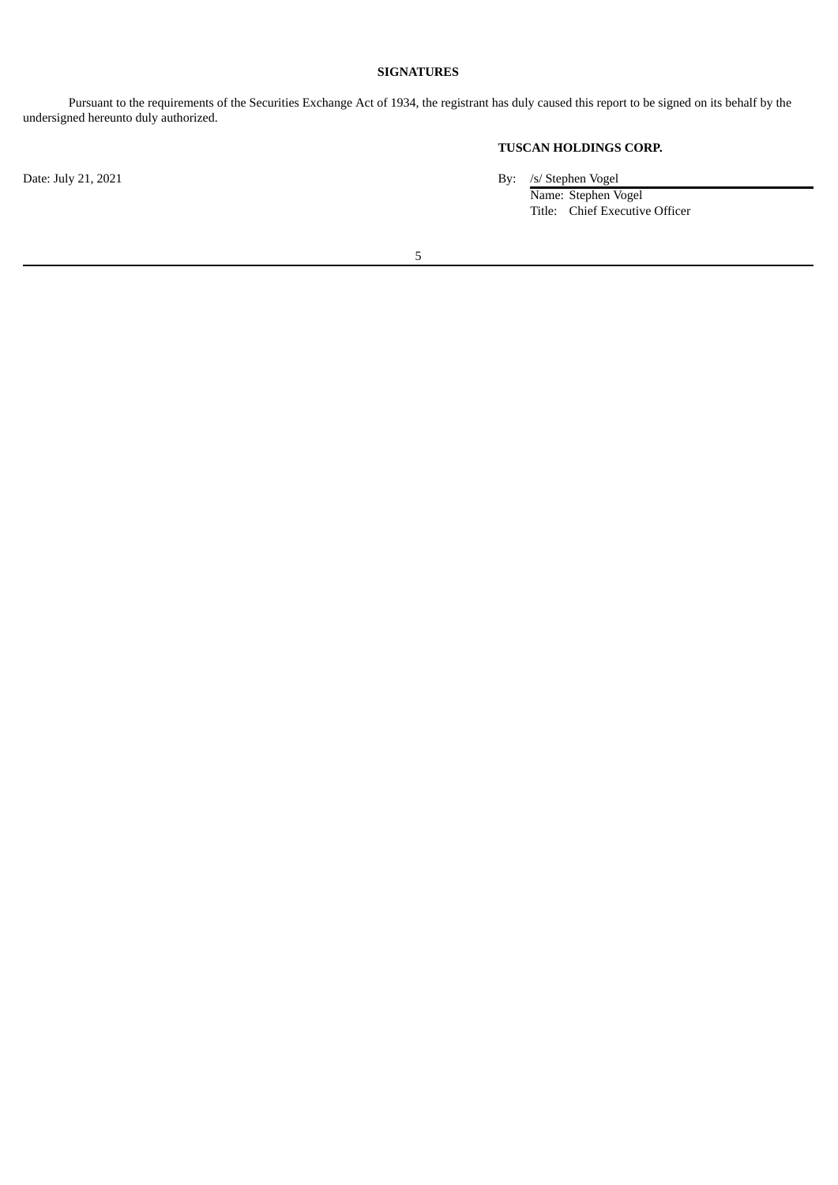**SIGNATURES**

Pursuant to the requirements of the Securities Exchange Act of 1934, the registrant has duly caused this report to be signed on its behalf by the undersigned hereunto duly authorized.

**TUSCAN HOLDINGS CORP.**

Date: July 21, 2021

By: /s/ Stephen Vogel
Name: Stephen Vogel
Title: Chief Executive Officer